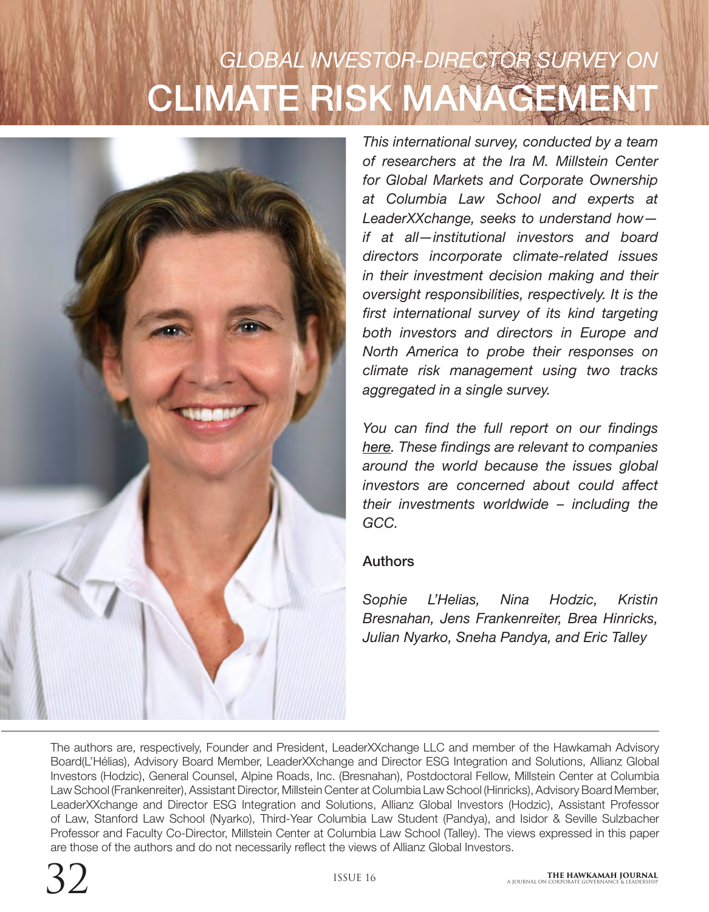# *GLOBAL INVESTOR-DIRECTOR SURVEY ON* CLIMATE RISK MANAGEMENT

*This international survey, conducted by a team of researchers at the Ira M. Millstein Center for Global Markets and Corporate Ownership at Columbia Law School and experts at LeaderXXchange, seeks to understand how—if at all—institutional investors and board directors incorporate climate-related issues in their investment decision making and their oversight responsibilities, respectively. It is the first international survey of its kind targeting both investors and directors in Europe and North America to probe their responses on climate risk management using two tracks aggregated in a single survey.*

*You can find the full report on our findings here. These findings are relevant to companies around the world because the issues global investors are concerned about could affect their investments worldwide – including the GCC.*

### Authors

*Sophie L'Helias, Nina Hodzic, Kristin Bresnahan, Jens Frankenreiter, Brea Hinricks, Julian Nyarko, Sneha Pandya, and Eric Talley*

---

The authors are, respectively, Founder and President, LeaderXXchange LLC and member of the Hawkamah Advisory Board(L'Hélias), Advisory Board Member, LeaderXXchange and Director ESG Integration and Solutions, Allianz Global Investors (Hodzic), General Counsel, Alpine Roads, Inc. (Bresnahan), Postdoctoral Fellow, Millstein Center at Columbia Law School (Frankenreiter), Assistant Director, Millstein Center at Columbia Law School (Hinricks), Advisory Board Member, LeaderXXchange and Director ESG Integration and Solutions, Allianz Global Investors (Hodzic), Assistant Professor of Law, Stanford Law School (Nyarko), Third-Year Columbia Law Student (Pandya), and Isidor & Seville Sulzbacher Professor and Faculty Co-Director, Millstein Center at Columbia Law School (Talley). The views expressed in this paper are those of the authors and do not necessarily reflect the views of Allianz Global Investors.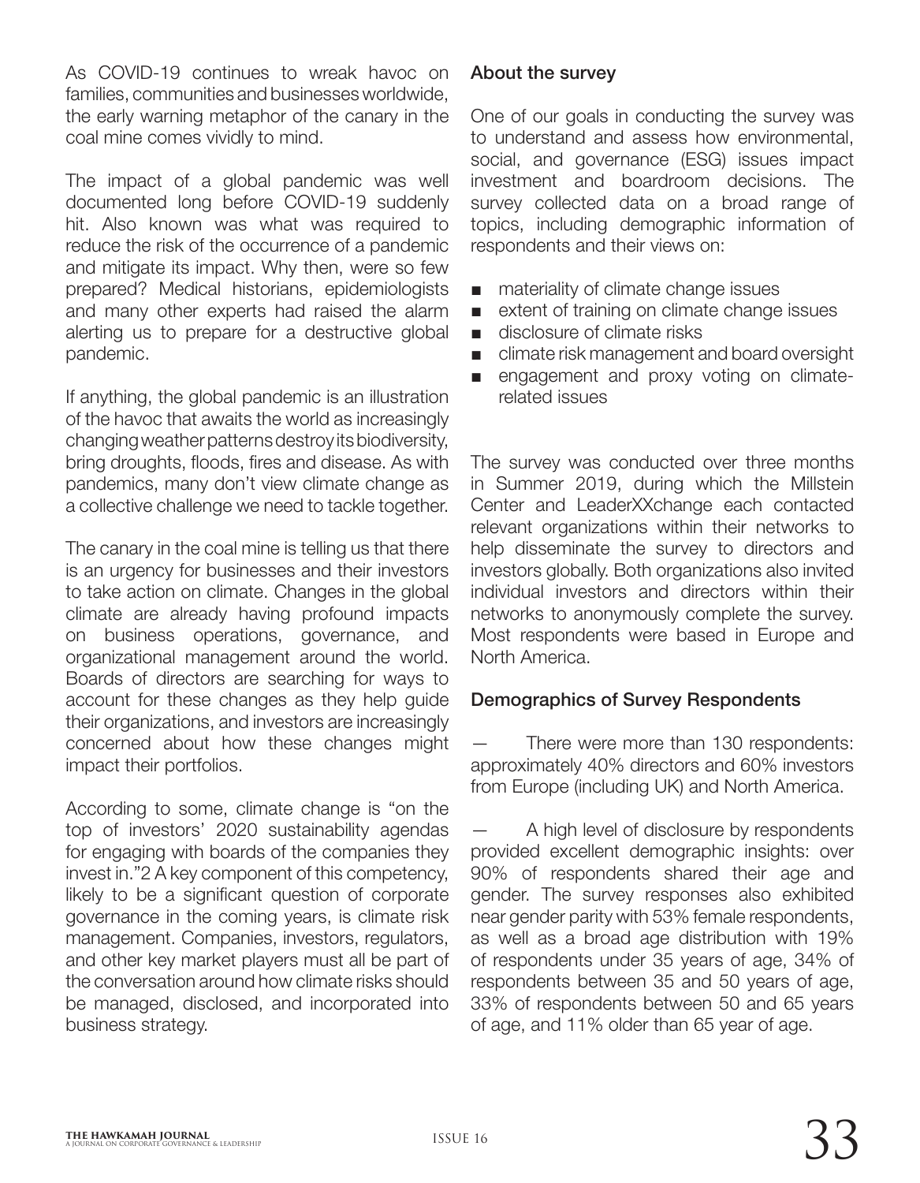As COVID-19 continues to wreak havoc on families, communities and businesses worldwide, the early warning metaphor of the canary in the coal mine comes vividly to mind.

The impact of a global pandemic was well documented long before COVID-19 suddenly hit. Also known was what was required to reduce the risk of the occurrence of a pandemic and mitigate its impact. Why then, were so few prepared? Medical historians, epidemiologists and many other experts had raised the alarm alerting us to prepare for a destructive global pandemic.

If anything, the global pandemic is an illustration of the havoc that awaits the world as increasingly changing weather patterns destroy its biodiversity, bring droughts, floods, fires and disease. As with pandemics, many don't view climate change as a collective challenge we need to tackle together.

The canary in the coal mine is telling us that there is an urgency for businesses and their investors to take action on climate. Changes in the global climate are already having profound impacts on business operations, governance, and organizational management around the world. Boards of directors are searching for ways to account for these changes as they help guide their organizations, and investors are increasingly concerned about how these changes might impact their portfolios.

According to some, climate change is "on the top of investors' 2020 sustainability agendas for engaging with boards of the companies they invest in."[2] A key component of this competency, likely to be a significant question of corporate governance in the coming years, is climate risk management. Companies, investors, regulators, and other key market players must all be part of the conversation around how climate risks should be managed, disclosed, and incorporated into business strategy.

**About the survey**

One of our goals in conducting the survey was to understand and assess how environmental, social, and governance (ESG) issues impact investment and boardroom decisions. The survey collected data on a broad range of topics, including demographic information of respondents and their views on:

- materiality of climate change issues
- extent of training on climate change issues
- disclosure of climate risks
- climate risk management and board oversight
- engagement and proxy voting on climate-related issues

The survey was conducted over three months in Summer 2019, during which the Millstein Center and LeaderXXchange each contacted relevant organizations within their networks to help disseminate the survey to directors and investors globally. Both organizations also invited individual investors and directors within their networks to anonymously complete the survey. Most respondents were based in Europe and North America.

**Demographics of Survey Respondents**

— There were more than 130 respondents: approximately 40% directors and 60% investors from Europe (including UK) and North America.

— A high level of disclosure by respondents provided excellent demographic insights: over 90% of respondents shared their age and gender. The survey responses also exhibited near gender parity with 53% female respondents, as well as a broad age distribution with 19% of respondents under 35 years of age, 34% of respondents between 35 and 50 years of age, 33% of respondents between 50 and 65 years of age, and 11% older than 65 year of age.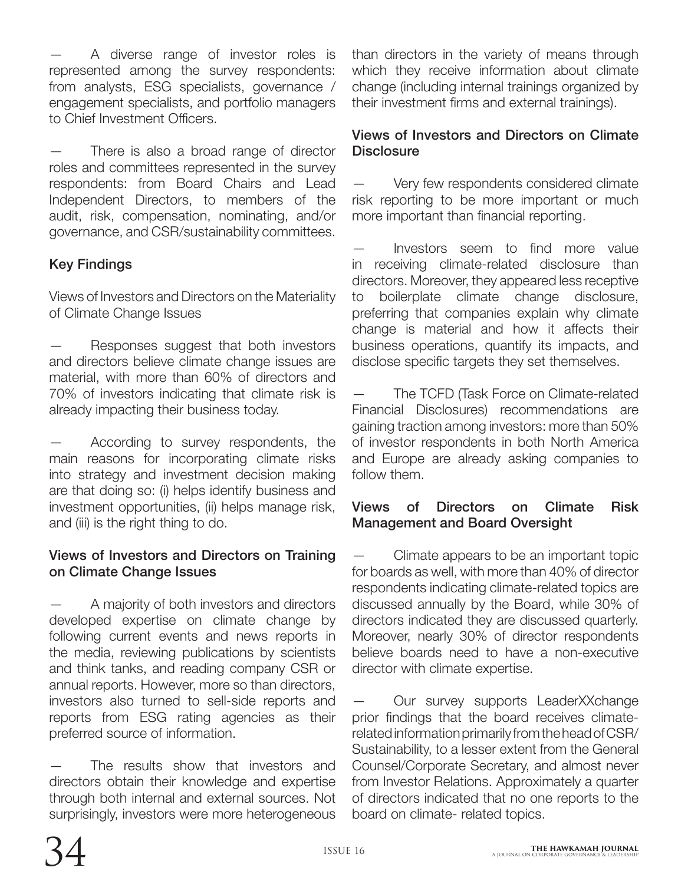— A diverse range of investor roles is represented among the survey respondents: from analysts, ESG specialists, governance / engagement specialists, and portfolio managers to Chief Investment Officers.

— There is also a broad range of director roles and committees represented in the survey respondents: from Board Chairs and Lead Independent Directors, to members of the audit, risk, compensation, nominating, and/or governance, and CSR/sustainability committees.

### Key Findings

Views of Investors and Directors on the Materiality of Climate Change Issues

— Responses suggest that both investors and directors believe climate change issues are material, with more than 60% of directors and 70% of investors indicating that climate risk is already impacting their business today.

— According to survey respondents, the main reasons for incorporating climate risks into strategy and investment decision making are that doing so: (i) helps identify business and investment opportunities, (ii) helps manage risk, and (iii) is the right thing to do.

### Views of Investors and Directors on Training on Climate Change Issues

— A majority of both investors and directors developed expertise on climate change by following current events and news reports in the media, reviewing publications by scientists and think tanks, and reading company CSR or annual reports. However, more so than directors, investors also turned to sell-side reports and reports from ESG rating agencies as their preferred source of information.

— The results show that investors and directors obtain their knowledge and expertise through both internal and external sources. Not surprisingly, investors were more heterogeneous than directors in the variety of means through which they receive information about climate change (including internal trainings organized by their investment firms and external trainings).

### Views of Investors and Directors on Climate Disclosure

— Very few respondents considered climate risk reporting to be more important or much more important than financial reporting.

— Investors seem to find more value in receiving climate-related disclosure than directors. Moreover, they appeared less receptive to boilerplate climate change disclosure, preferring that companies explain why climate change is material and how it affects their business operations, quantify its impacts, and disclose specific targets they set themselves.

— The TCFD (Task Force on Climate-related Financial Disclosures) recommendations are gaining traction among investors: more than 50% of investor respondents in both North America and Europe are already asking companies to follow them.

### Views of Directors on Climate Risk Management and Board Oversight

— Climate appears to be an important topic for boards as well, with more than 40% of director respondents indicating climate-related topics are discussed annually by the Board, while 30% of directors indicated they are discussed quarterly. Moreover, nearly 30% of director respondents believe boards need to have a non-executive director with climate expertise.

— Our survey supports LeaderXXchange prior findings that the board receives climate-related information primarily from the head of CSR/ Sustainability, to a lesser extent from the General Counsel/Corporate Secretary, and almost never from Investor Relations. Approximately a quarter of directors indicated that no one reports to the board on climate- related topics.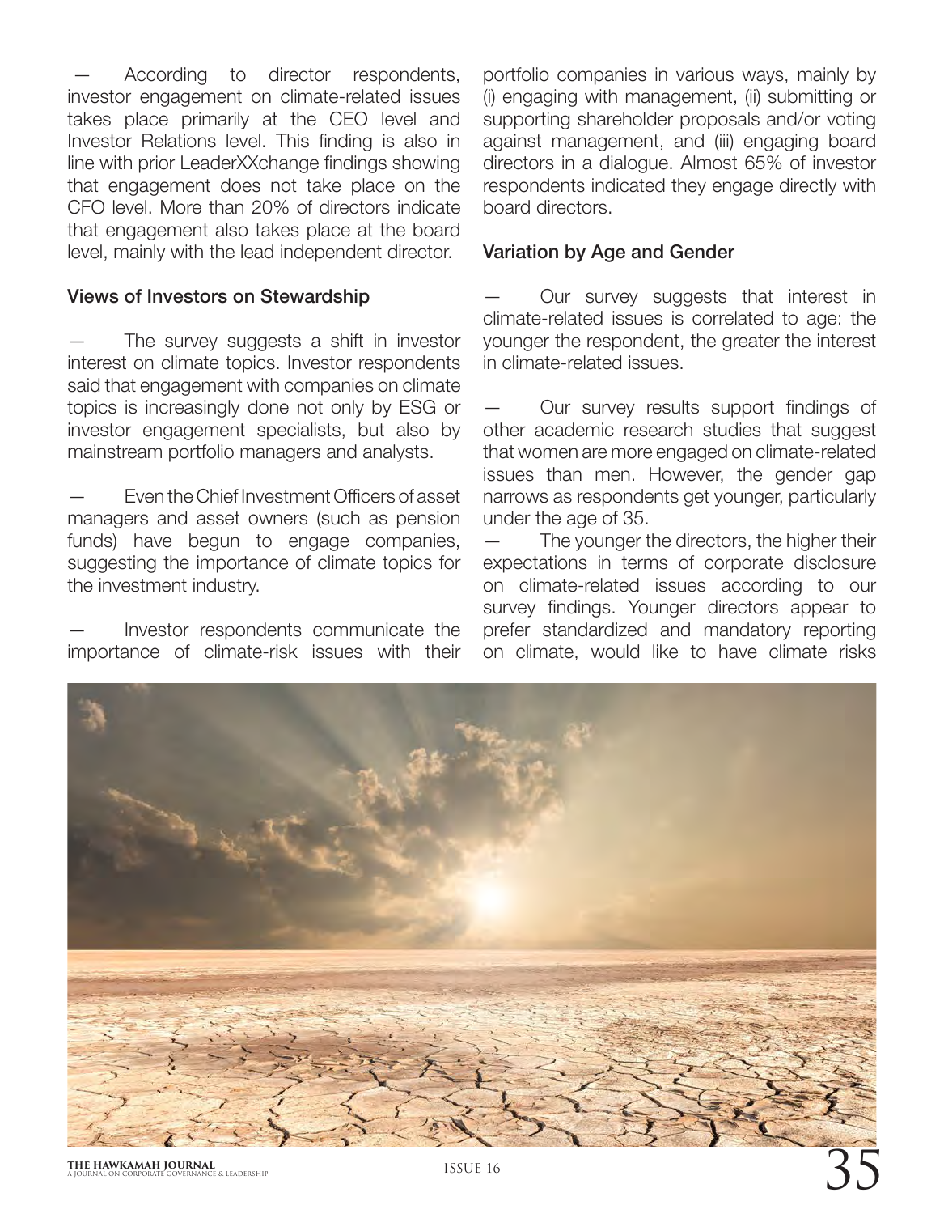— According to director respondents, investor engagement on climate-related issues takes place primarily at the CEO level and Investor Relations level. This finding is also in line with prior LeaderXXchange findings showing that engagement does not take place on the CFO level. More than 20% of directors indicate that engagement also takes place at the board level, mainly with the lead independent director.

### Views of Investors on Stewardship

— The survey suggests a shift in investor interest on climate topics. Investor respondents said that engagement with companies on climate topics is increasingly done not only by ESG or investor engagement specialists, but also by mainstream portfolio managers and analysts.

— Even the Chief Investment Officers of asset managers and asset owners (such as pension funds) have begun to engage companies, suggesting the importance of climate topics for the investment industry.

— Investor respondents communicate the importance of climate-risk issues with their portfolio companies in various ways, mainly by (i) engaging with management, (ii) submitting or supporting shareholder proposals and/or voting against management, and (iii) engaging board directors in a dialogue. Almost 65% of investor respondents indicated they engage directly with board directors.

### Variation by Age and Gender

— Our survey suggests that interest in climate-related issues is correlated to age: the younger the respondent, the greater the interest in climate-related issues.

— Our survey results support findings of other academic research studies that suggest that women are more engaged on climate-related issues than men. However, the gender gap narrows as respondents get younger, particularly under the age of 35.

— The younger the directors, the higher their expectations in terms of corporate disclosure on climate-related issues according to our survey findings. Younger directors appear to prefer standardized and mandatory reporting on climate, would like to have climate risks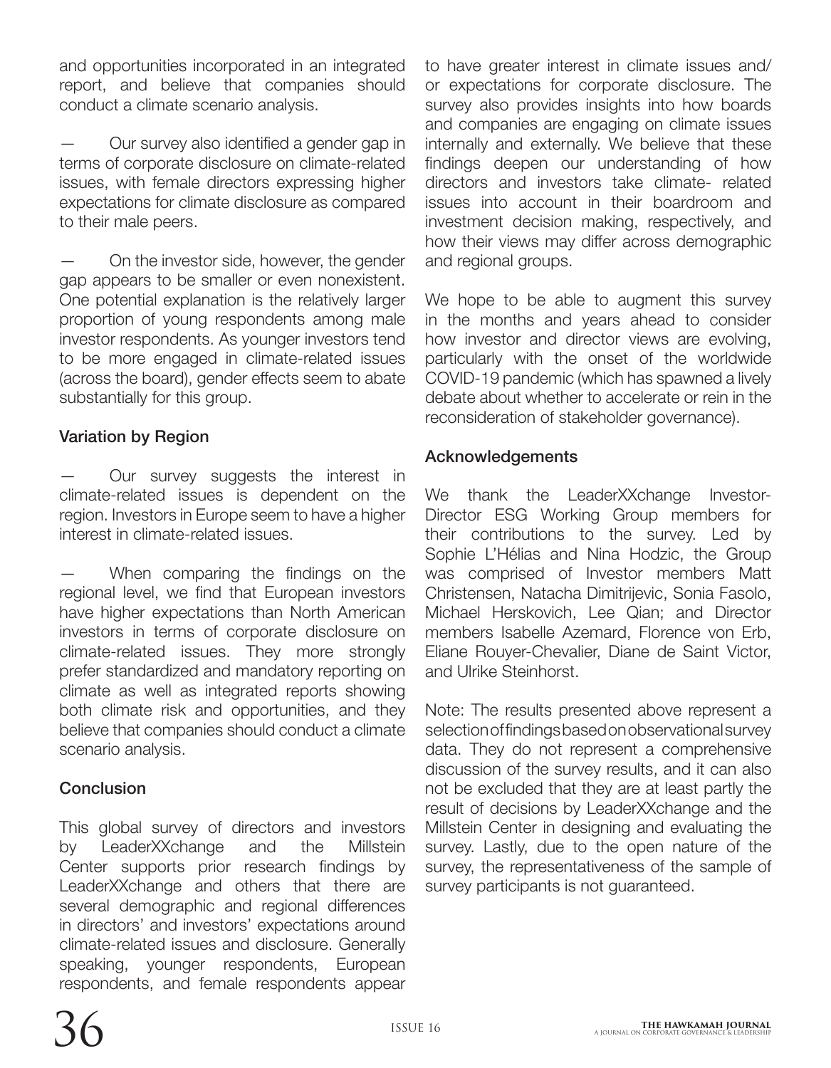and opportunities incorporated in an integrated report, and believe that companies should conduct a climate scenario analysis.

— Our survey also identified a gender gap in terms of corporate disclosure on climate-related issues, with female directors expressing higher expectations for climate disclosure as compared to their male peers.

— On the investor side, however, the gender gap appears to be smaller or even nonexistent. One potential explanation is the relatively larger proportion of young respondents among male investor respondents. As younger investors tend to be more engaged in climate-related issues (across the board), gender effects seem to abate substantially for this group.

### Variation by Region

— Our survey suggests the interest in climate-related issues is dependent on the region. Investors in Europe seem to have a higher interest in climate-related issues.

— When comparing the findings on the regional level, we find that European investors have higher expectations than North American investors in terms of corporate disclosure on climate-related issues. They more strongly prefer standardized and mandatory reporting on climate as well as integrated reports showing both climate risk and opportunities, and they believe that companies should conduct a climate scenario analysis.

### Conclusion

This global survey of directors and investors by LeaderXXchange and the Millstein Center supports prior research findings by LeaderXXchange and others that there are several demographic and regional differences in directors' and investors' expectations around climate-related issues and disclosure. Generally speaking, younger respondents, European respondents, and female respondents appear to have greater interest in climate issues and/or expectations for corporate disclosure. The survey also provides insights into how boards and companies are engaging on climate issues internally and externally. We believe that these findings deepen our understanding of how directors and investors take climate- related issues into account in their boardroom and investment decision making, respectively, and how their views may differ across demographic and regional groups.

We hope to be able to augment this survey in the months and years ahead to consider how investor and director views are evolving, particularly with the onset of the worldwide COVID-19 pandemic (which has spawned a lively debate about whether to accelerate or rein in the reconsideration of stakeholder governance).

### Acknowledgements

We thank the LeaderXXchange Investor-Director ESG Working Group members for their contributions to the survey. Led by Sophie L'Hélias and Nina Hodzic, the Group was comprised of Investor members Matt Christensen, Natacha Dimitrijevic, Sonia Fasolo, Michael Herskovich, Lee Qian; and Director members Isabelle Azemard, Florence von Erb, Eliane Rouyer-Chevalier, Diane de Saint Victor, and Ulrike Steinhorst.

Note: The results presented above represent a selection of findings based on observational survey data. They do not represent a comprehensive discussion of the survey results, and it can also not be excluded that they are at least partly the result of decisions by LeaderXXchange and the Millstein Center in designing and evaluating the survey. Lastly, due to the open nature of the survey, the representativeness of the sample of survey participants is not guaranteed.